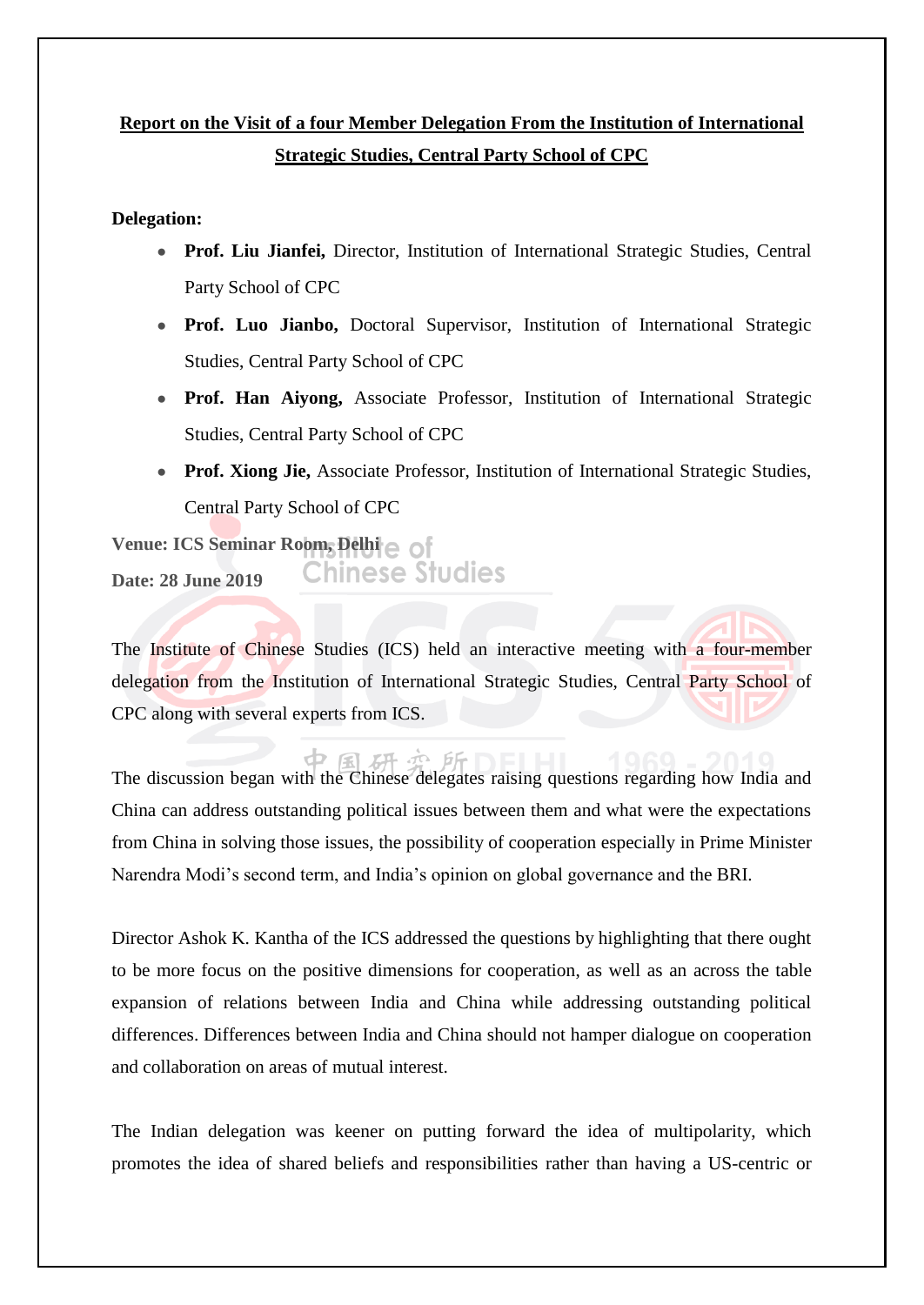**Report on the Visit of a four Member Delegation From the Institution of International Strategic Studies, Central Party School of CPC**

**Delegation:**

- **Prof. Liu Jianfei,** Director, Institution of International Strategic Studies, Central Party School of CPC
- **Prof. Luo Jianbo,** Doctoral Supervisor, Institution of International Strategic Studies, Central Party School of CPC
- **Prof. Han Aiyong,** Associate Professor, Institution of International Strategic Studies, Central Party School of CPC
- **Prof. Xiong Jie,** Associate Professor, Institution of International Strategic Studies, Central Party School of CPC

**Venue: ICS Seminar Room, Delhi**

**Date: 28 June 2019**

The Institute of Chinese Studies (ICS) held an interactive meeting with a four-member delegation from the Institution of International Strategic Studies, Central Party School of CPC along with several experts from ICS.

The discussion began with the Chinese delegates raising questions regarding how India and China can address outstanding political issues between them and what were the expectations from China in solving those issues, the possibility of cooperation especially in Prime Minister Narendra Modi's second term, and India's opinion on global governance and the BRI.

Director Ashok K. Kantha of the ICS addressed the questions by highlighting that there ought to be more focus on the positive dimensions for cooperation, as well as an across the table expansion of relations between India and China while addressing outstanding political differences. Differences between India and China should not hamper dialogue on cooperation and collaboration on areas of mutual interest.

The Indian delegation was keener on putting forward the idea of multipolarity, which promotes the idea of shared beliefs and responsibilities rather than having a US-centric or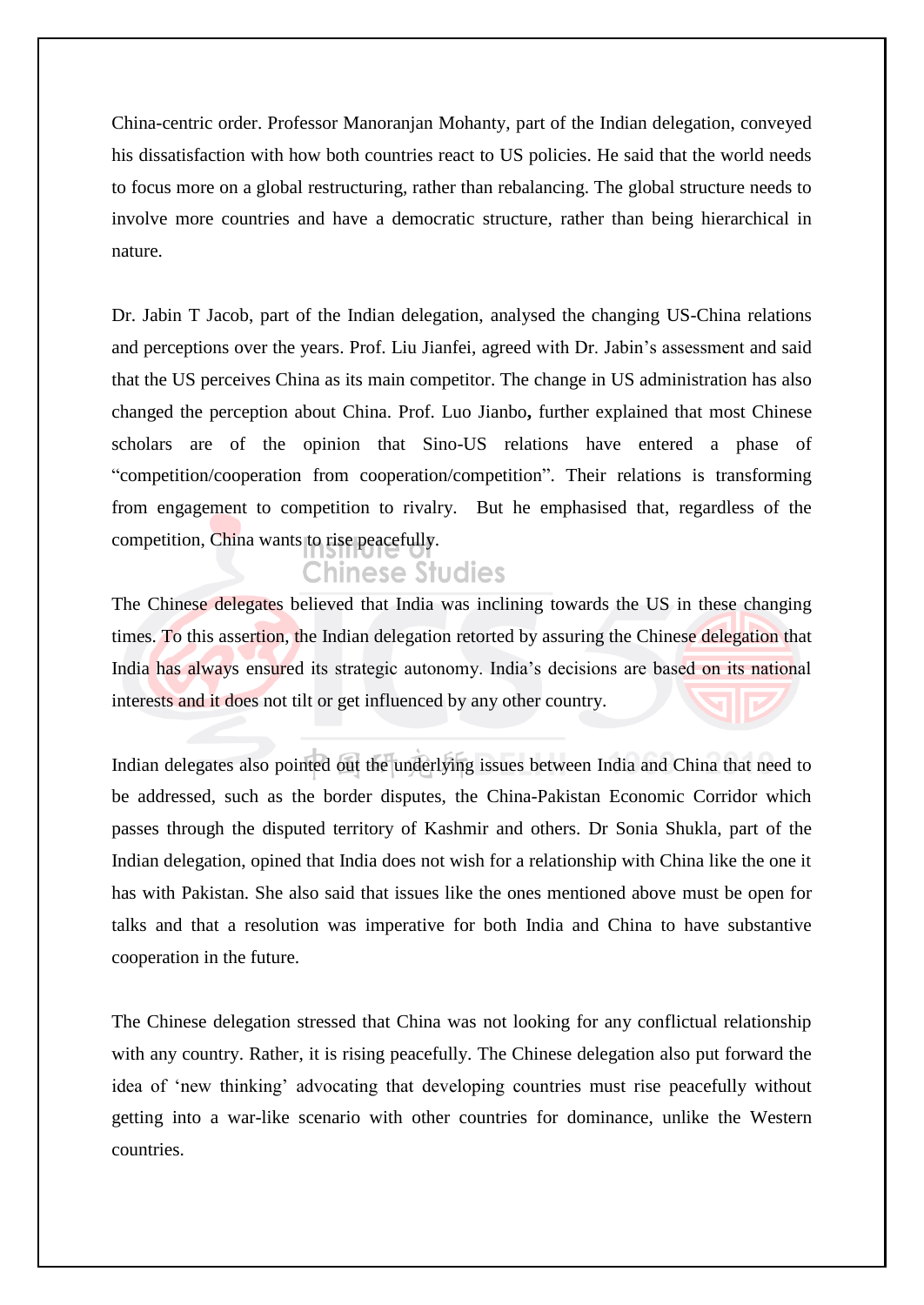China-centric order. Professor Manoranjan Mohanty, part of the Indian delegation, conveyed his dissatisfaction with how both countries react to US policies. He said that the world needs to focus more on a global restructuring, rather than rebalancing. The global structure needs to involve more countries and have a democratic structure, rather than being hierarchical in nature.

Dr. Jabin T Jacob, part of the Indian delegation, analysed the changing US-China relations and perceptions over the years. Prof. Liu Jianfei, agreed with Dr. Jabin's assessment and said that the US perceives China as its main competitor. The change in US administration has also changed the perception about China. Prof. Luo Jianbo**,** further explained that most Chinese scholars are of the opinion that Sino-US relations have entered a phase of "competition/cooperation from cooperation/competition". Their relations is transforming from engagement to competition to rivalry. But he emphasised that, regardless of the competition, China wants to rise peacefully.

The Chinese delegates believed that India was inclining towards the US in these changing times. To this assertion, the Indian delegation retorted by assuring the Chinese delegation that India has always ensured its strategic autonomy. India's decisions are based on its national interests and it does not tilt or get influenced by any other country.

Indian delegates also pointed out the underlying issues between India and China that need to be addressed, such as the border disputes, the China-Pakistan Economic Corridor which passes through the disputed territory of Kashmir and others. Dr Sonia Shukla, part of the Indian delegation, opined that India does not wish for a relationship with China like the one it has with Pakistan. She also said that issues like the ones mentioned above must be open for talks and that a resolution was imperative for both India and China to have substantive cooperation in the future.

The Chinese delegation stressed that China was not looking for any conflictual relationship with any country. Rather, it is rising peacefully. The Chinese delegation also put forward the idea of 'new thinking' advocating that developing countries must rise peacefully without getting into a war-like scenario with other countries for dominance, unlike the Western countries.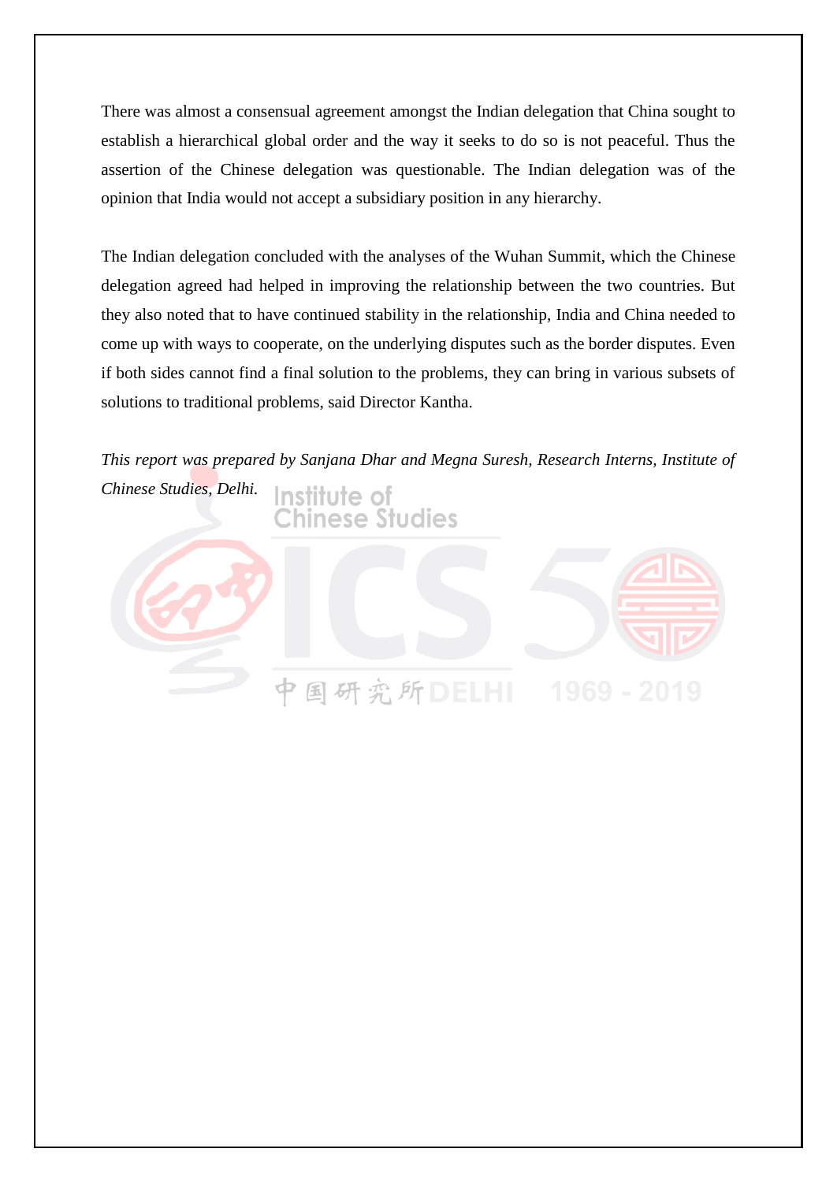There was almost a consensual agreement amongst the Indian delegation that China sought to establish a hierarchical global order and the way it seeks to do so is not peaceful. Thus the assertion of the Chinese delegation was questionable. The Indian delegation was of the opinion that India would not accept a subsidiary position in any hierarchy.

The Indian delegation concluded with the analyses of the Wuhan Summit, which the Chinese delegation agreed had helped in improving the relationship between the two countries. But they also noted that to have continued stability in the relationship, India and China needed to come up with ways to cooperate, on the underlying disputes such as the border disputes. Even if both sides cannot find a final solution to the problems, they can bring in various subsets of solutions to traditional problems, said Director Kantha.

*This report was prepared by Sanjana Dhar and Megna Suresh, Research Interns, Institute of Chinese Studies, Delhi.*